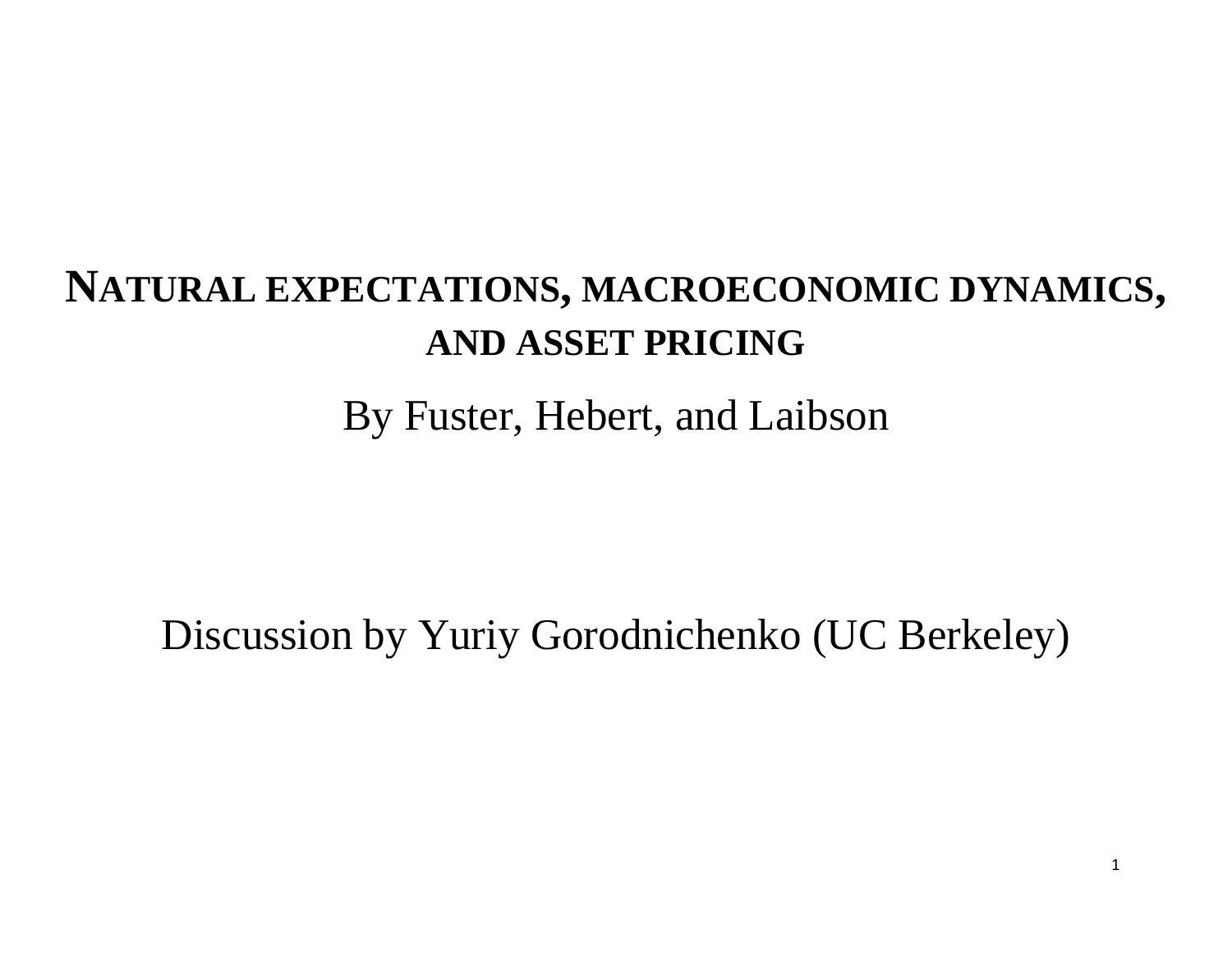# NATURAL EXPECTATIONS, MACROECONOMIC DYNAMICS, AND ASSET PRICING

By Fuster, Hebert, and Laibson

Discussion by Yuriy Gorodnichenko (UC Berkeley)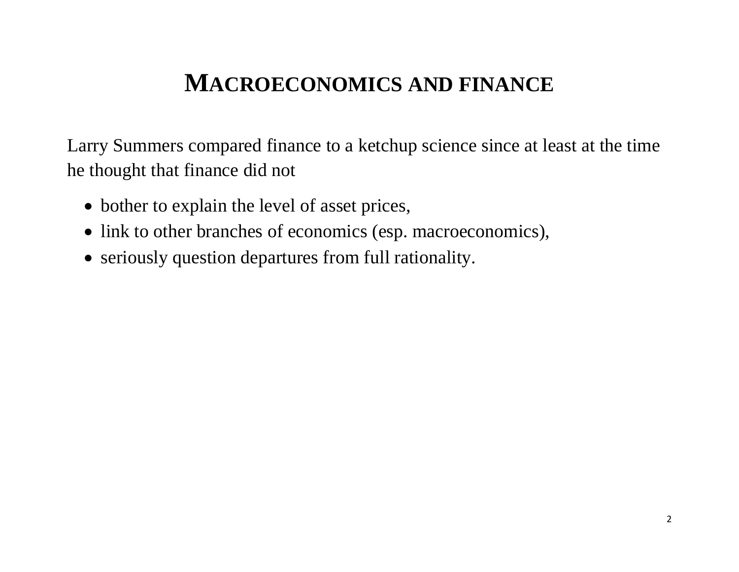# MACROECONOMICS AND FINANCE

Larry Summers compared finance to a ketchup science since at least at the time he thought that finance did not

- bother to explain the level of asset prices,
- link to other branches of economics (esp. macroeconomics),
- seriously question departures from full rationality.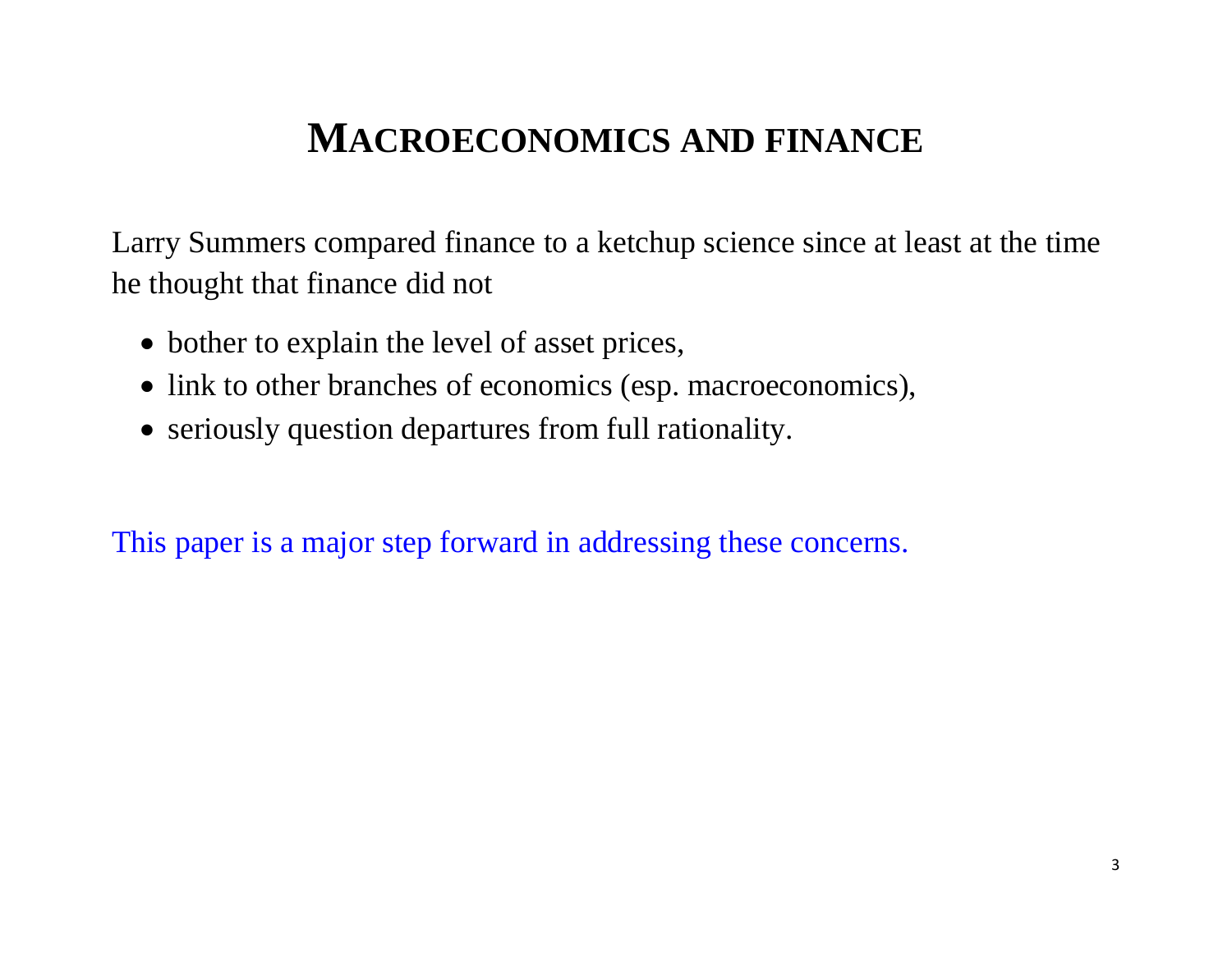# MACROECONOMICS AND FINANCE

Larry Summers compared finance to a ketchup science since at least at the time he thought that finance did not

- bother to explain the level of asset prices,
- link to other branches of economics (esp. macroeconomics),
- seriously question departures from full rationality.

This paper is a major step forward in addressing these concerns.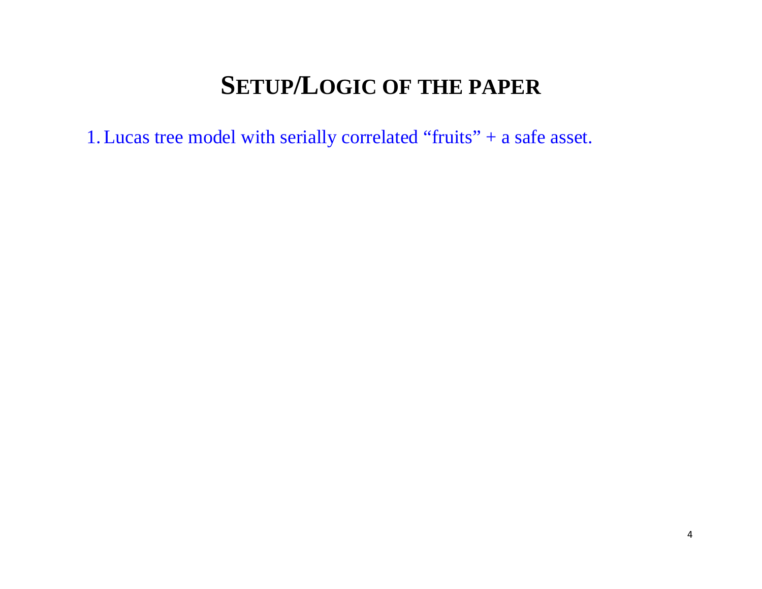# SETUP/LOGIC OF THE PAPER

1. Lucas tree model with serially correlated "fruits" + a safe asset.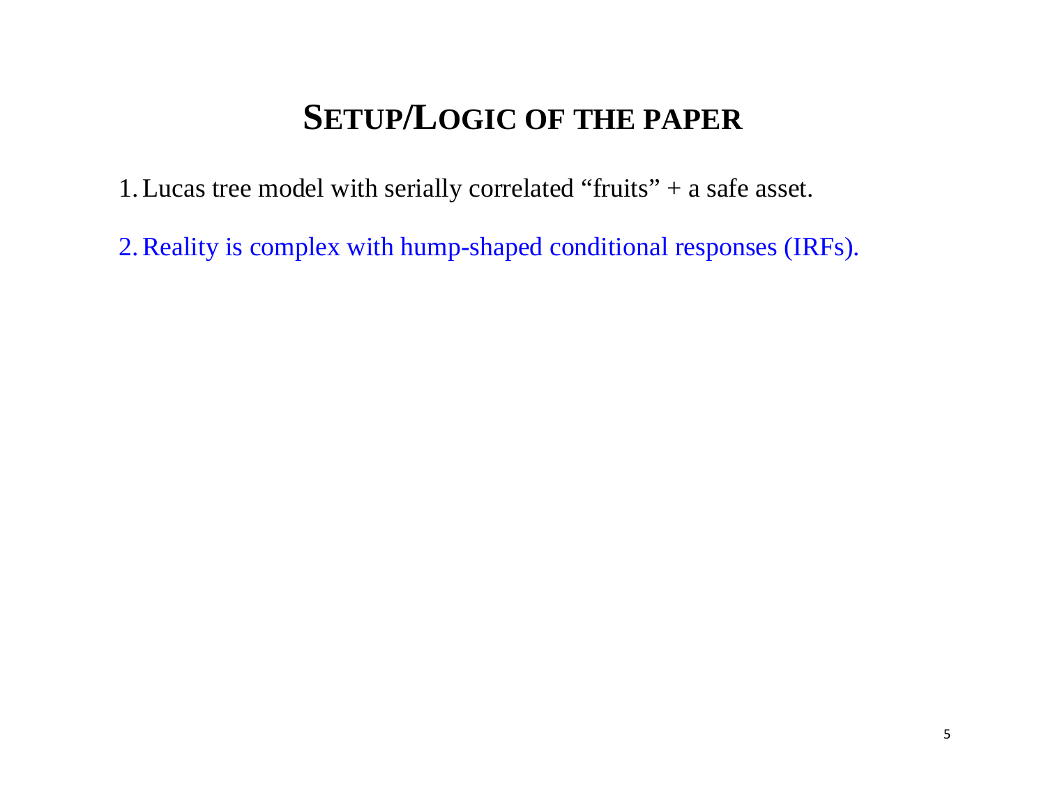# SETUP/LOGIC OF THE PAPER

1. Lucas tree model with serially correlated "fruits" + a safe asset.
2. Reality is complex with hump-shaped conditional responses (IRFs).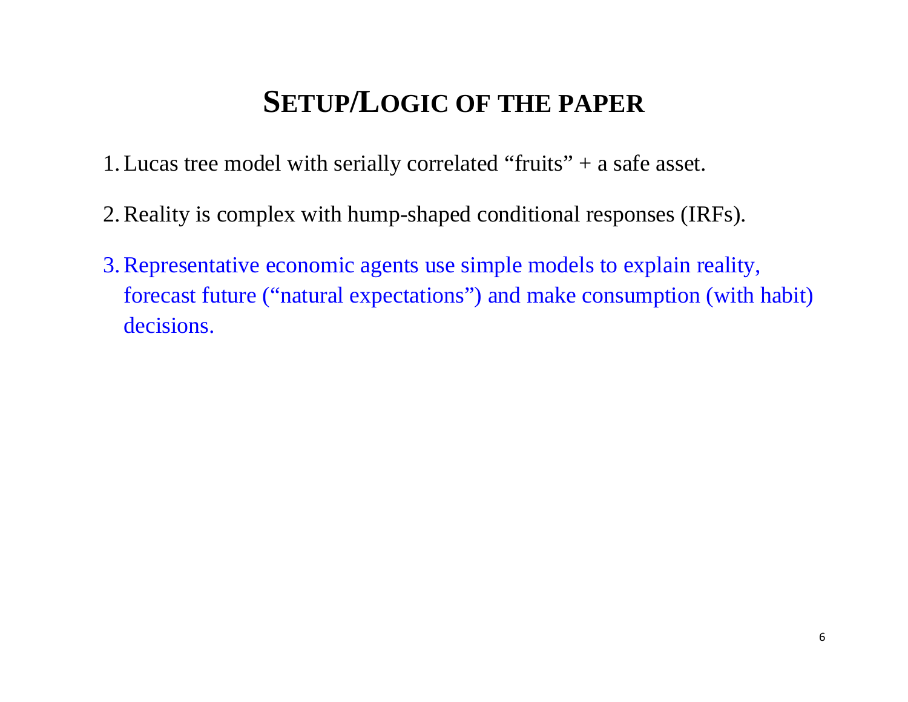# SETUP/LOGIC OF THE PAPER

1. Lucas tree model with serially correlated "fruits" + a safe asset.

2. Reality is complex with hump-shaped conditional responses (IRFs).

3. Representative economic agents use simple models to explain reality, forecast future ("natural expectations") and make consumption (with habit) decisions.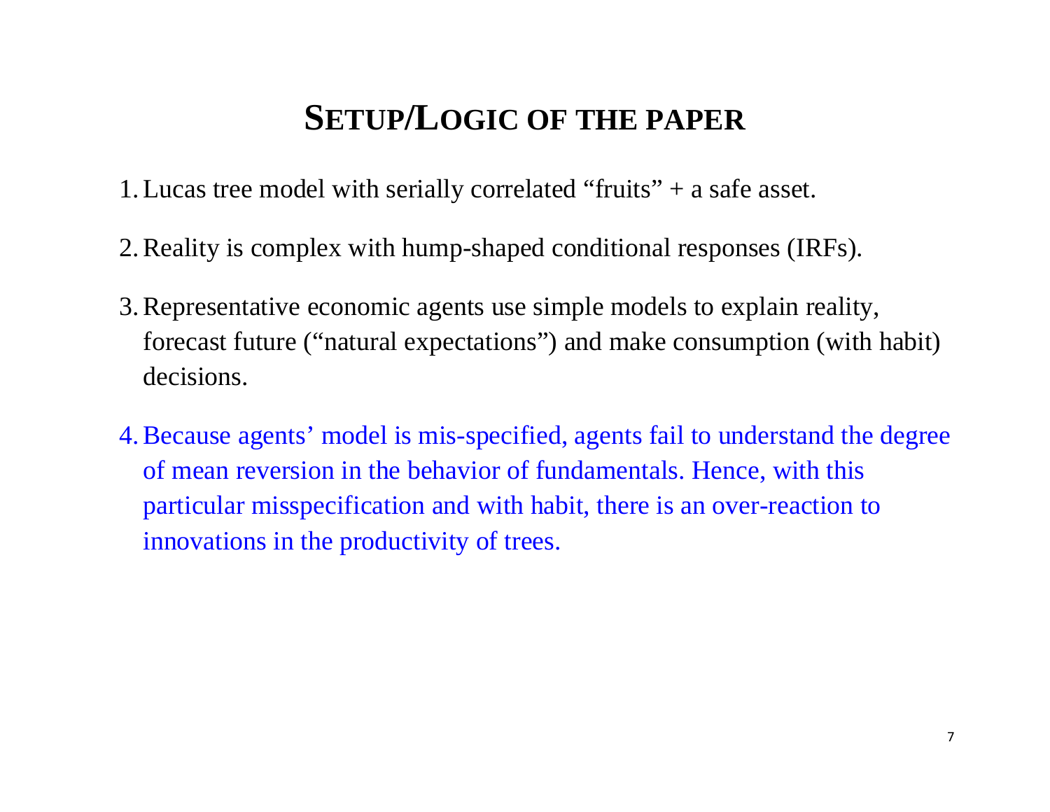# SETUP/LOGIC OF THE PAPER

1. Lucas tree model with serially correlated "fruits" + a safe asset.

2. Reality is complex with hump-shaped conditional responses (IRFs).

3. Representative economic agents use simple models to explain reality, forecast future ("natural expectations") and make consumption (with habit) decisions.

4. Because agents' model is mis-specified, agents fail to understand the degree of mean reversion in the behavior of fundamentals. Hence, with this particular misspecification and with habit, there is an over-reaction to innovations in the productivity of trees.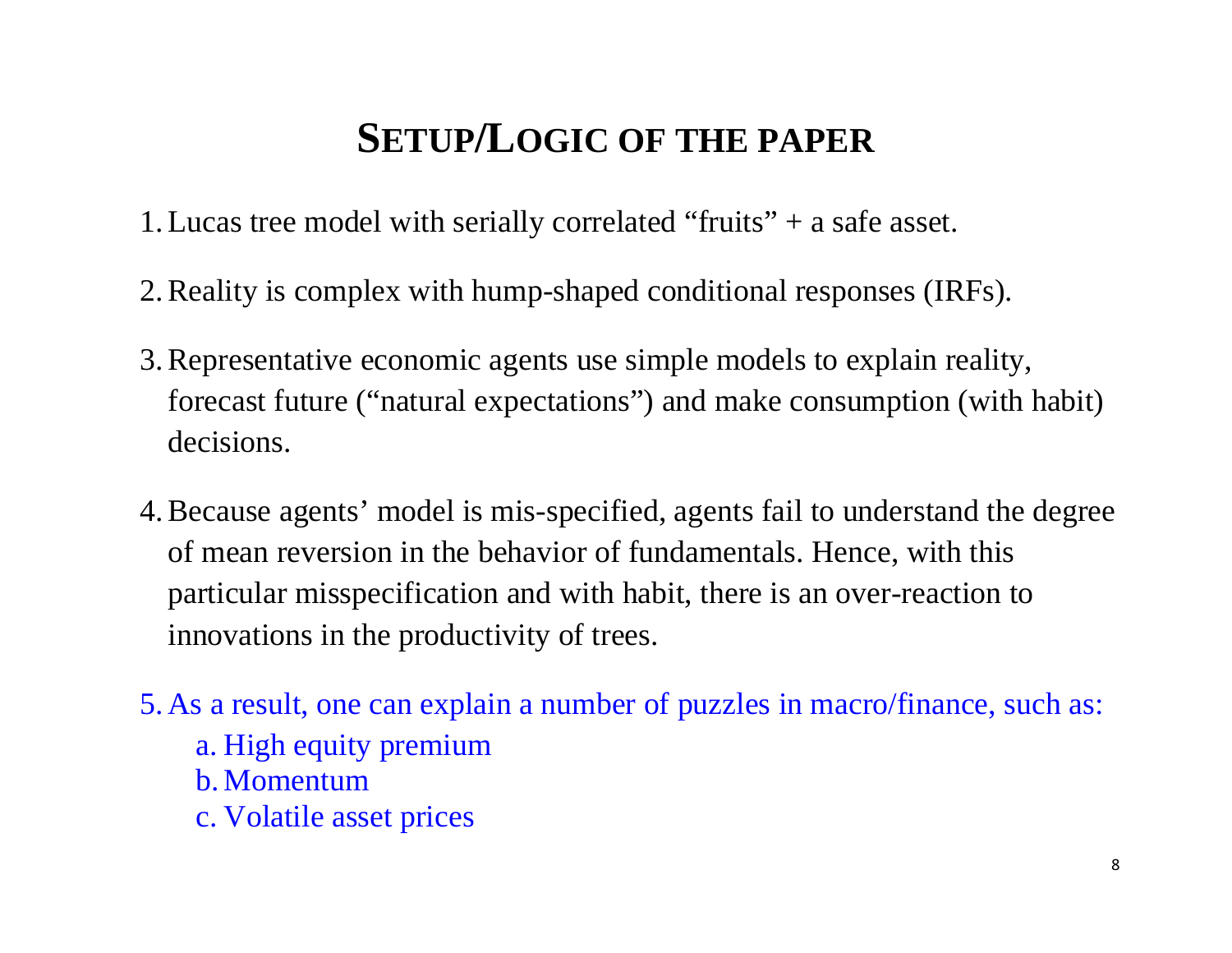# SETUP/LOGIC OF THE PAPER

1. Lucas tree model with serially correlated "fruits" + a safe asset.

2. Reality is complex with hump-shaped conditional responses (IRFs).

3. Representative economic agents use simple models to explain reality, forecast future ("natural expectations") and make consumption (with habit) decisions.

4. Because agents' model is mis-specified, agents fail to understand the degree of mean reversion in the behavior of fundamentals. Hence, with this particular misspecification and with habit, there is an over-reaction to innovations in the productivity of trees.

5. As a result, one can explain a number of puzzles in macro/finance, such as:
   a. High equity premium
   b. Momentum
   c. Volatile asset prices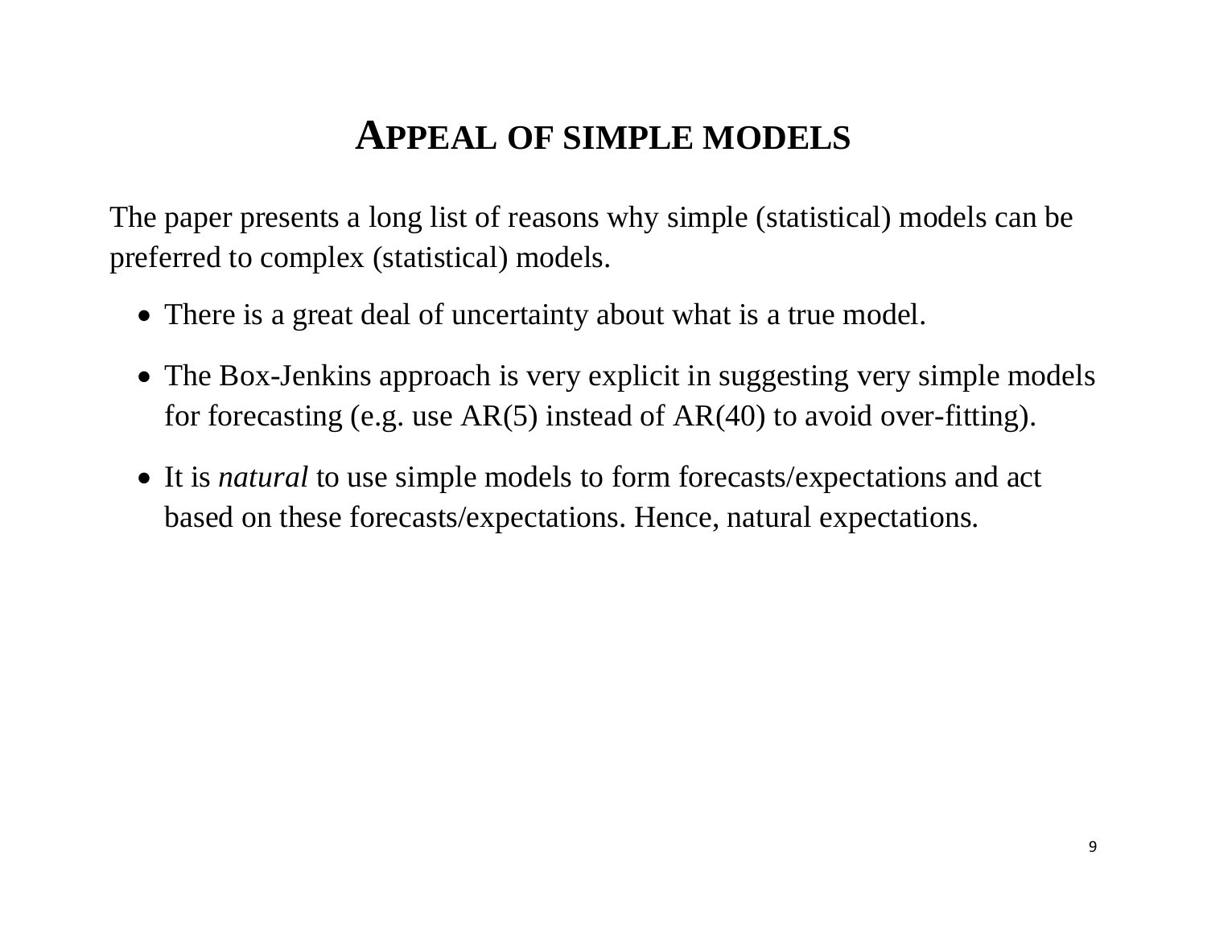# Appeal of simple models

The paper presents a long list of reasons why simple (statistical) models can be preferred to complex (statistical) models.

- There is a great deal of uncertainty about what is a true model.
- The Box-Jenkins approach is very explicit in suggesting very simple models for forecasting (e.g. use AR(5) instead of AR(40) to avoid over-fitting).
- It is *natural* to use simple models to form forecasts/expectations and act based on these forecasts/expectations. Hence, natural expectations.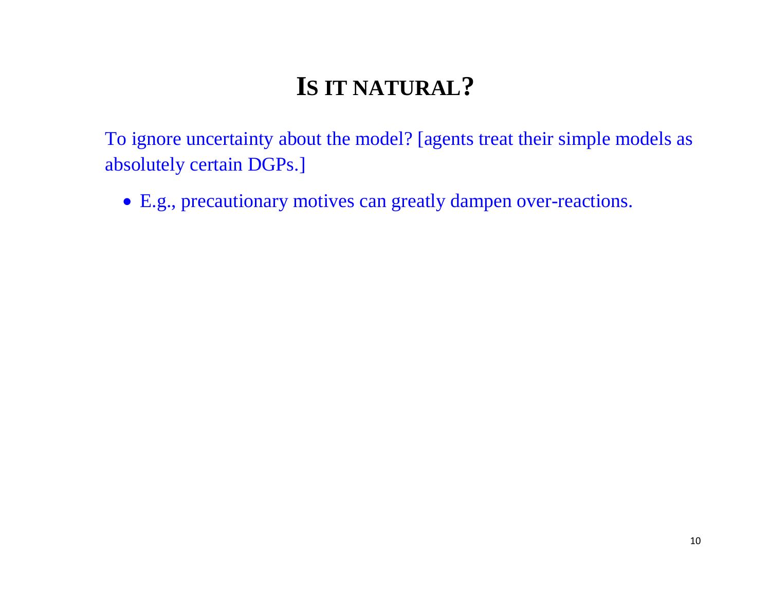# IS IT NATURAL?

To ignore uncertainty about the model? [agents treat their simple models as absolutely certain DGPs.]

- E.g., precautionary motives can greatly dampen over-reactions.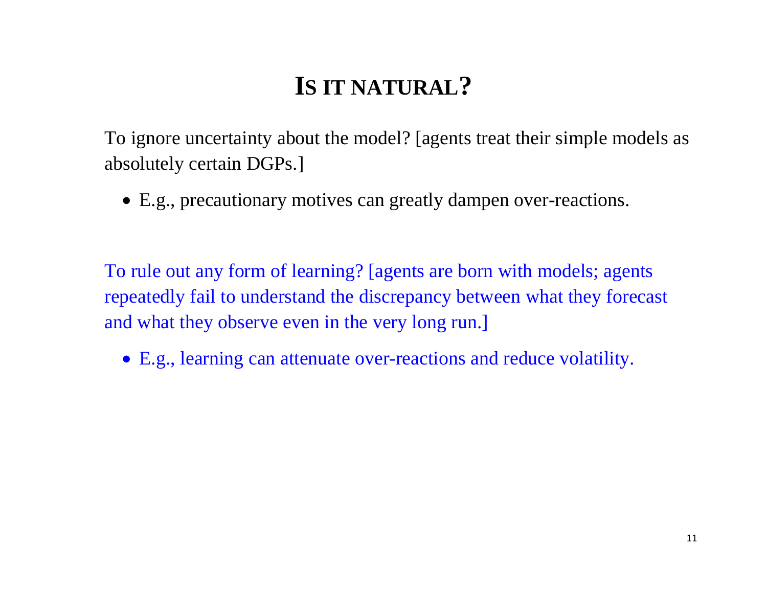# IS IT NATURAL?

To ignore uncertainty about the model? [agents treat their simple models as absolutely certain DGPs.]

- E.g., precautionary motives can greatly dampen over-reactions.

To rule out any form of learning? [agents are born with models; agents repeatedly fail to understand the discrepancy between what they forecast and what they observe even in the very long run.]

- E.g., learning can attenuate over-reactions and reduce volatility.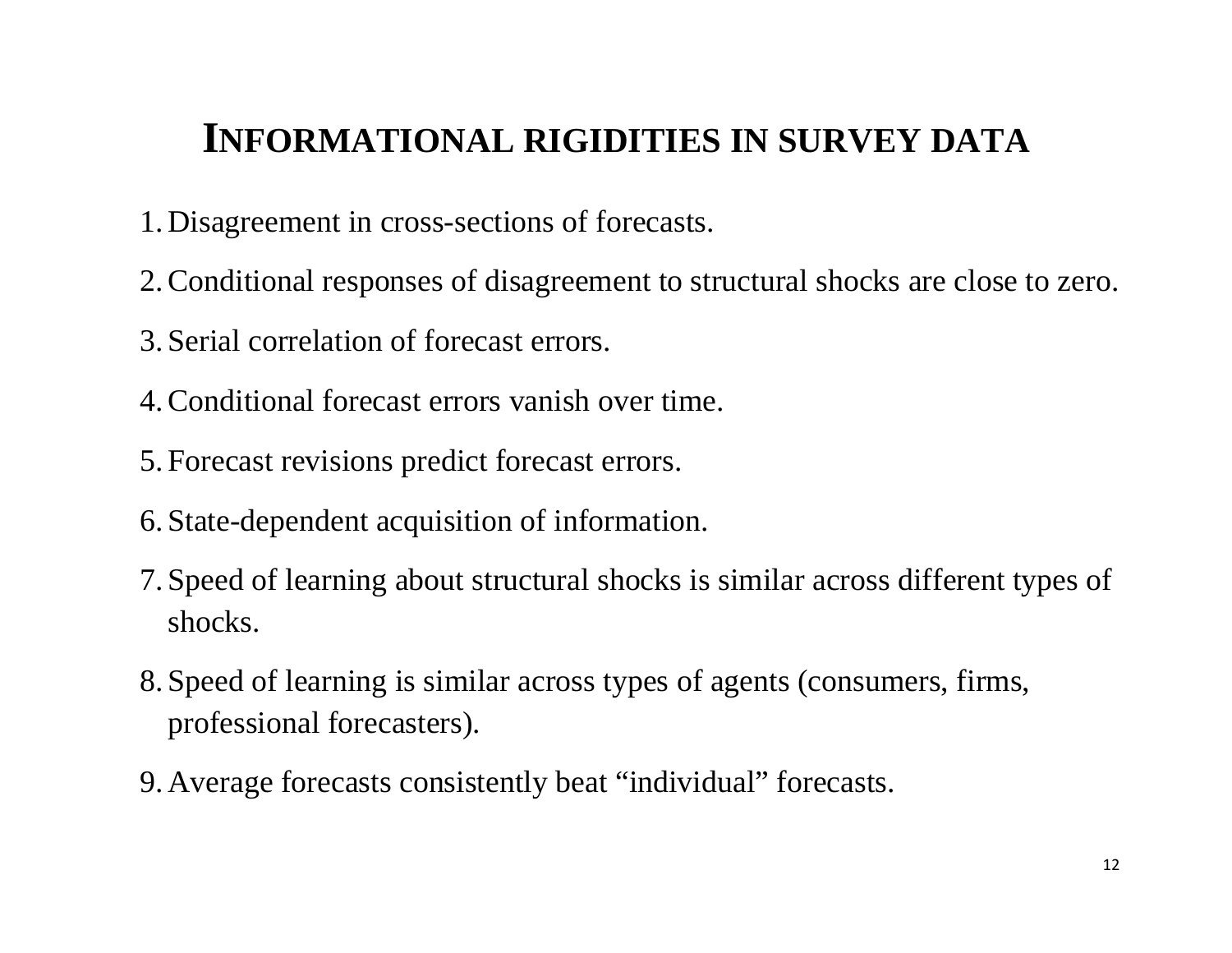# INFORMATIONAL RIGIDITIES IN SURVEY DATA

1. Disagreement in cross-sections of forecasts.
2. Conditional responses of disagreement to structural shocks are close to zero.
3. Serial correlation of forecast errors.
4. Conditional forecast errors vanish over time.
5. Forecast revisions predict forecast errors.
6. State-dependent acquisition of information.
7. Speed of learning about structural shocks is similar across different types of shocks.
8. Speed of learning is similar across types of agents (consumers, firms, professional forecasters).
9. Average forecasts consistently beat "individual" forecasts.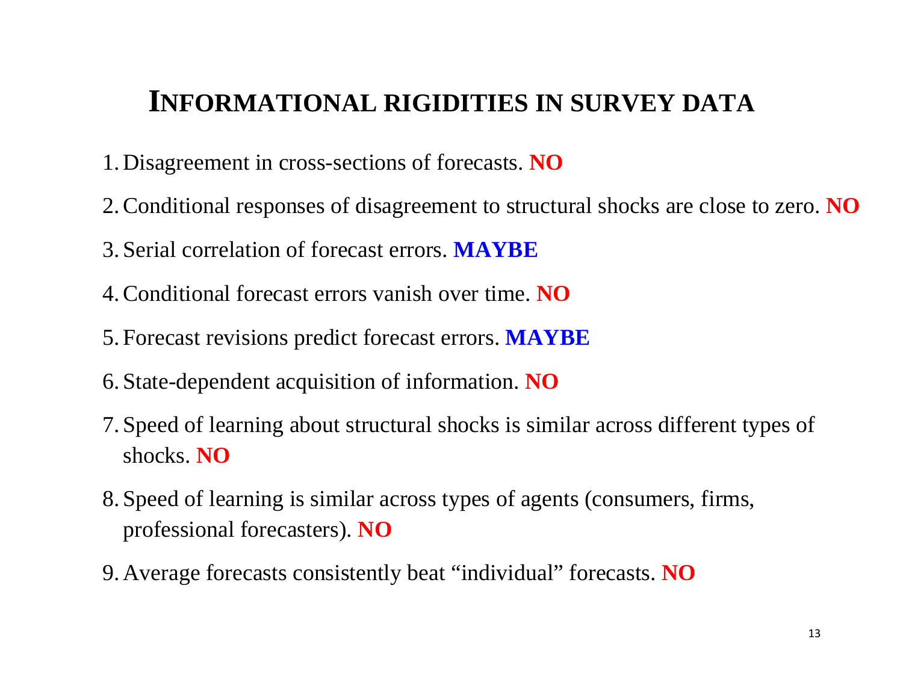# INFORMATIONAL RIGIDITIES IN SURVEY DATA

1. Disagreement in cross-sections of forecasts. **NO**
2. Conditional responses of disagreement to structural shocks are close to zero. **NO**
3. Serial correlation of forecast errors. **MAYBE**
4. Conditional forecast errors vanish over time. **NO**
5. Forecast revisions predict forecast errors. **MAYBE**
6. State-dependent acquisition of information. **NO**
7. Speed of learning about structural shocks is similar across different types of shocks. **NO**
8. Speed of learning is similar across types of agents (consumers, firms, professional forecasters). **NO**
9. Average forecasts consistently beat “individual” forecasts. **NO**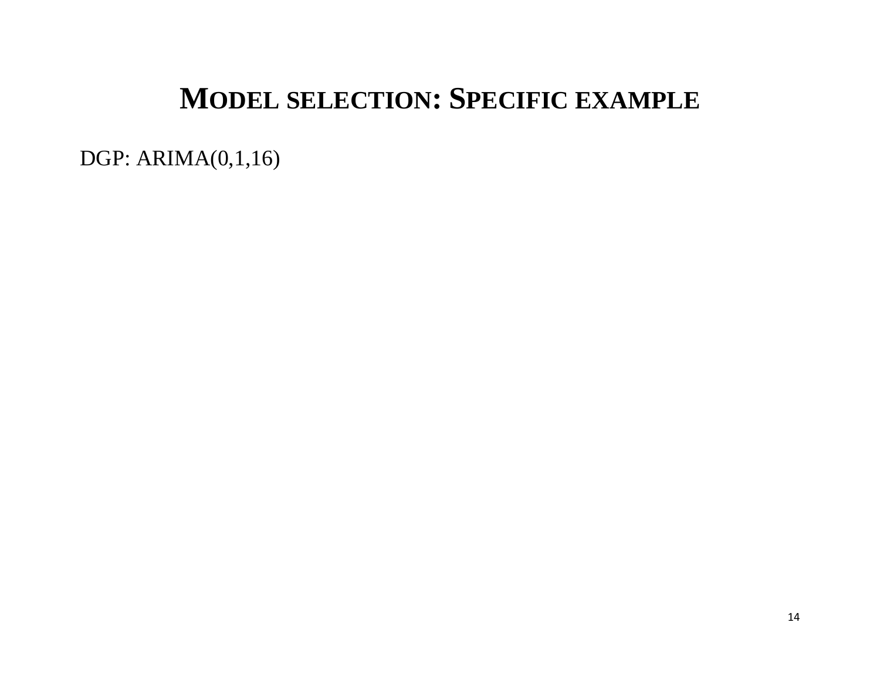# MODEL SELECTION: SPECIFIC EXAMPLE

DGP: ARIMA(0,1,16)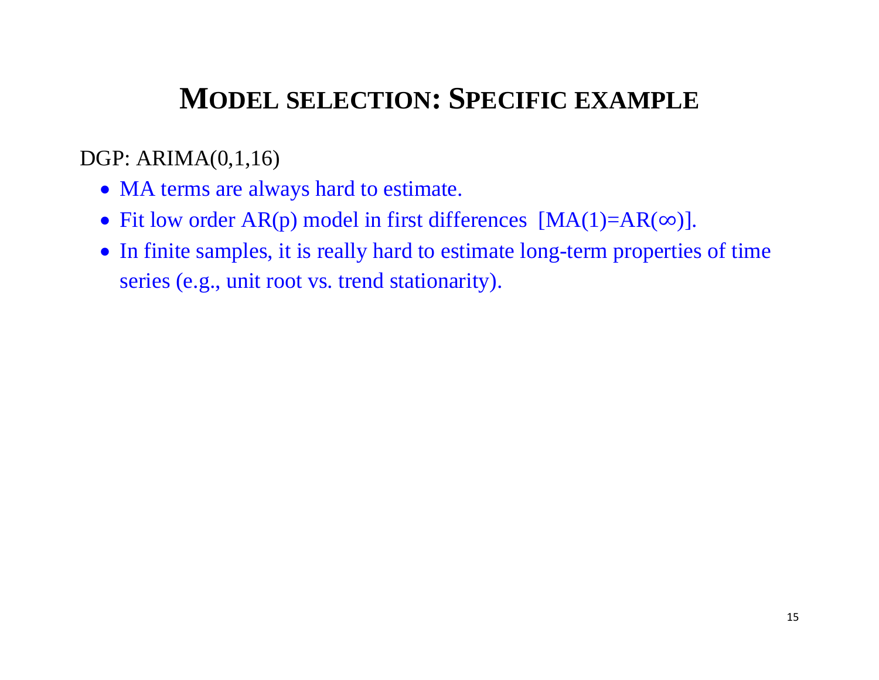# Model selection: Specific example

DGP: ARIMA(0,1,16)

- MA terms are always hard to estimate.
- Fit low order AR(p) model in first differences [MA(1)=AR($\infty$)].
- In finite samples, it is really hard to estimate long-term properties of time series (e.g., unit root vs. trend stationarity).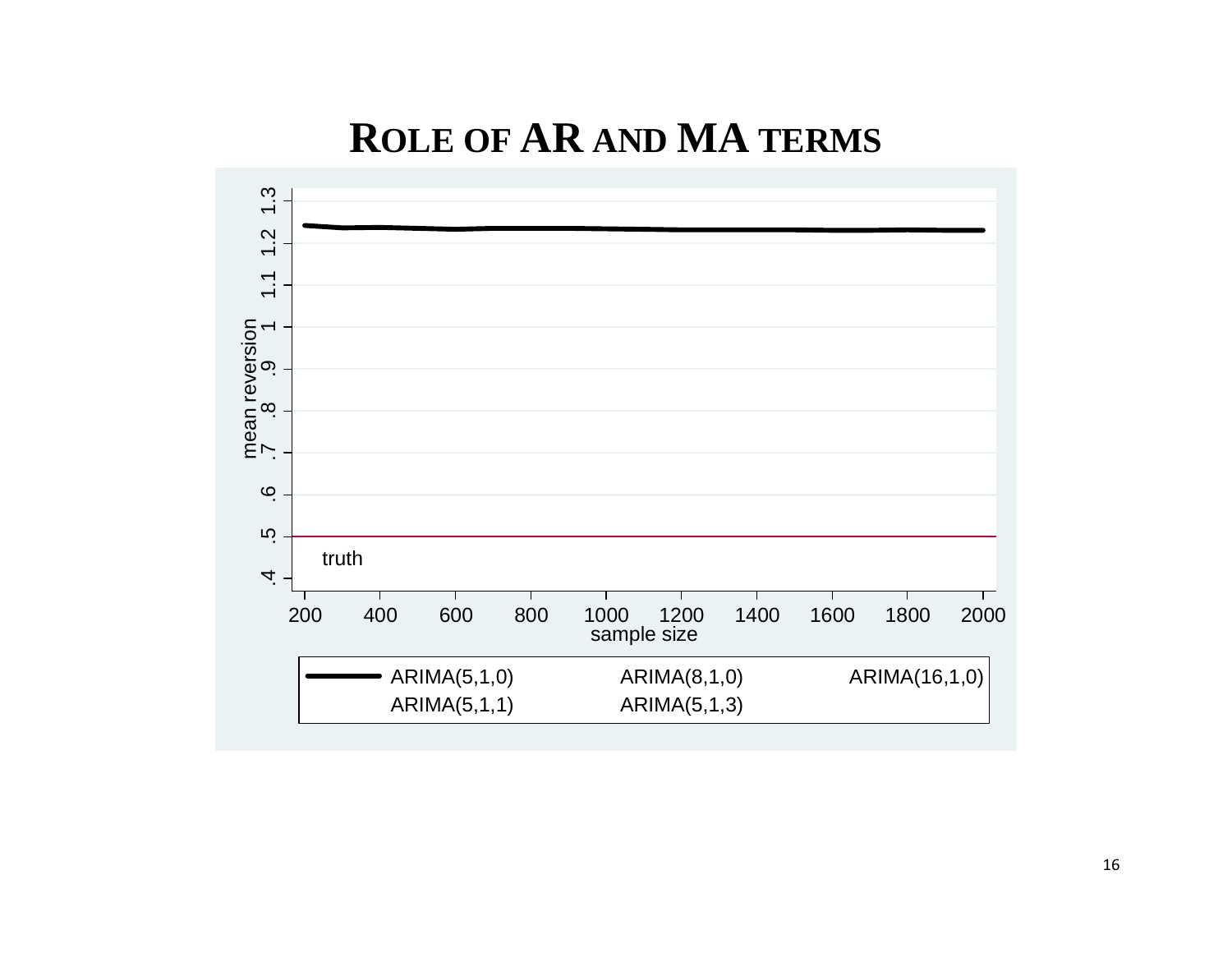# ROLE OF AR AND MA TERMS

mean reversion

1.3
1.2
1.1
1
.9
.8
.7
.6
.5
.4

truth

200 400 600 800 1000 1200 1400 1600 1800 2000

sample size

ARIMA(5,1,0) ARIMA(8,1,0) ARIMA(16,1,0)
ARIMA(5,1,1) ARIMA(5,1,3)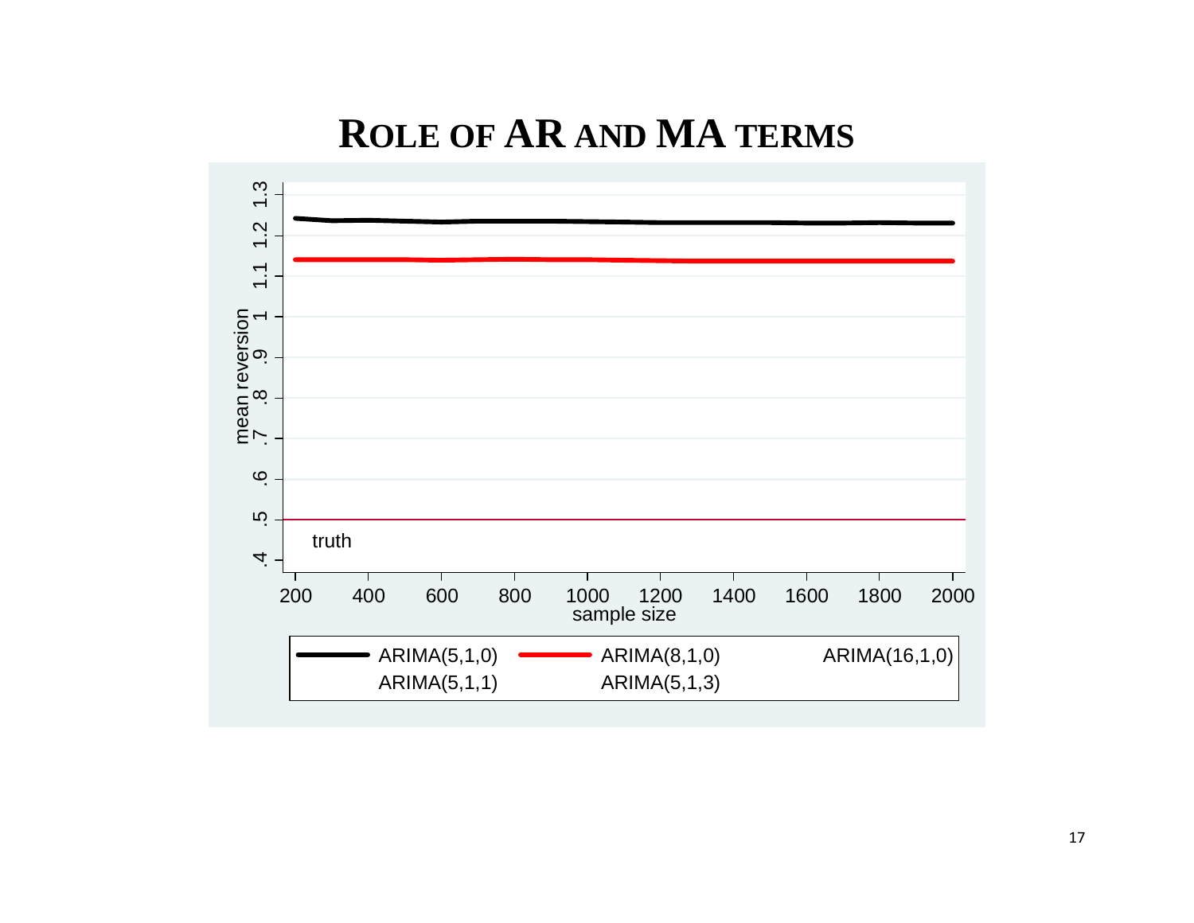# Role of AR and MA terms

mean reversion

1.3
1.2
1.1
1
.9
.8
.7
.6
.5
.4

truth

200 400 600 800 1000 1200 1400 1600 1800 2000

sample size

ARIMA(5,1,0) ARIMA(8,1,0) ARIMA(16,1,0)
ARIMA(5,1,1) ARIMA(5,1,3)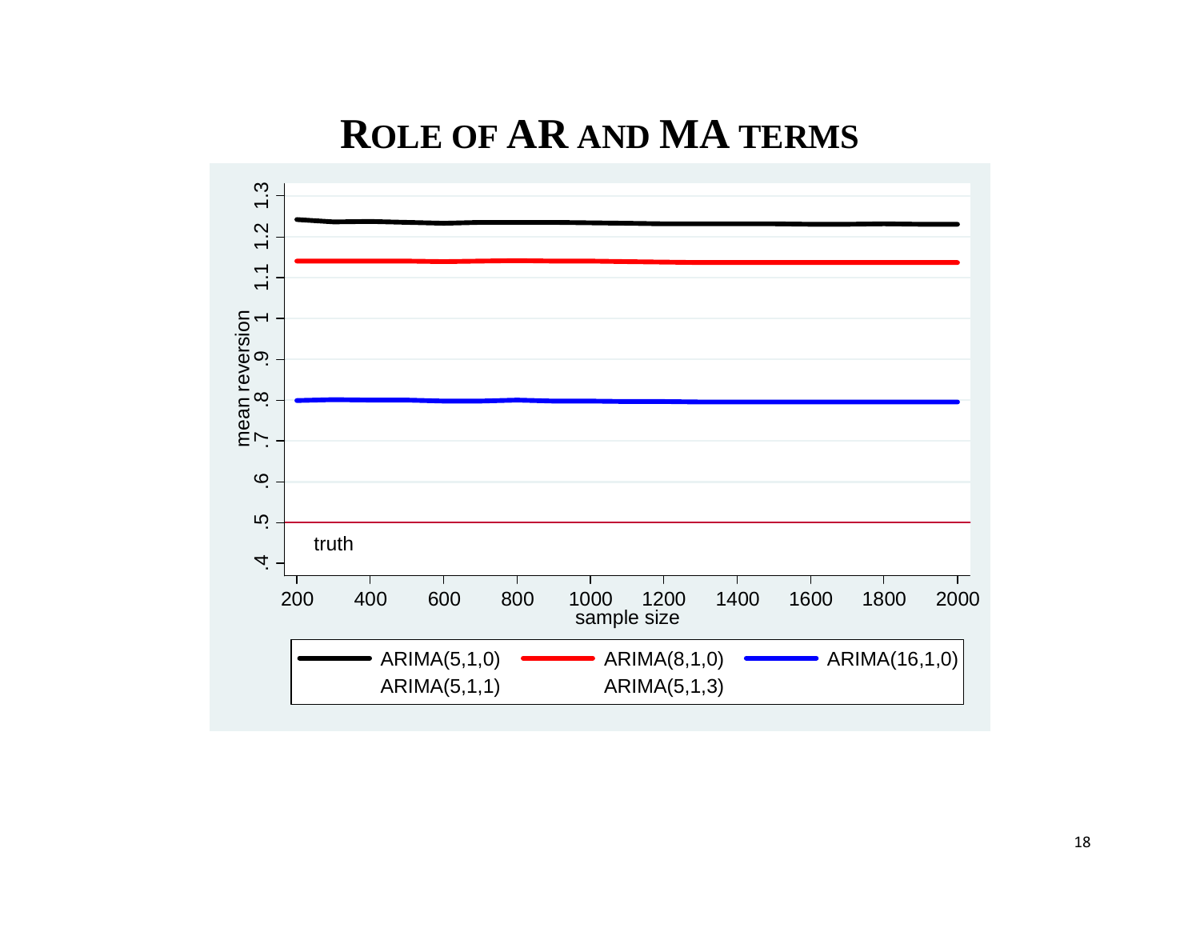# Role of AR and MA terms

mean reversion

1.3
1.2
1.1
1
.9
.8
.7
.6
.5
.4

truth

200 400 600 800 1000 1200 1400 1600 1800 2000

sample size

ARIMA(5,1,0) ARIMA(8,1,0) ARIMA(16,1,0)
ARIMA(5,1,1) ARIMA(5,1,3)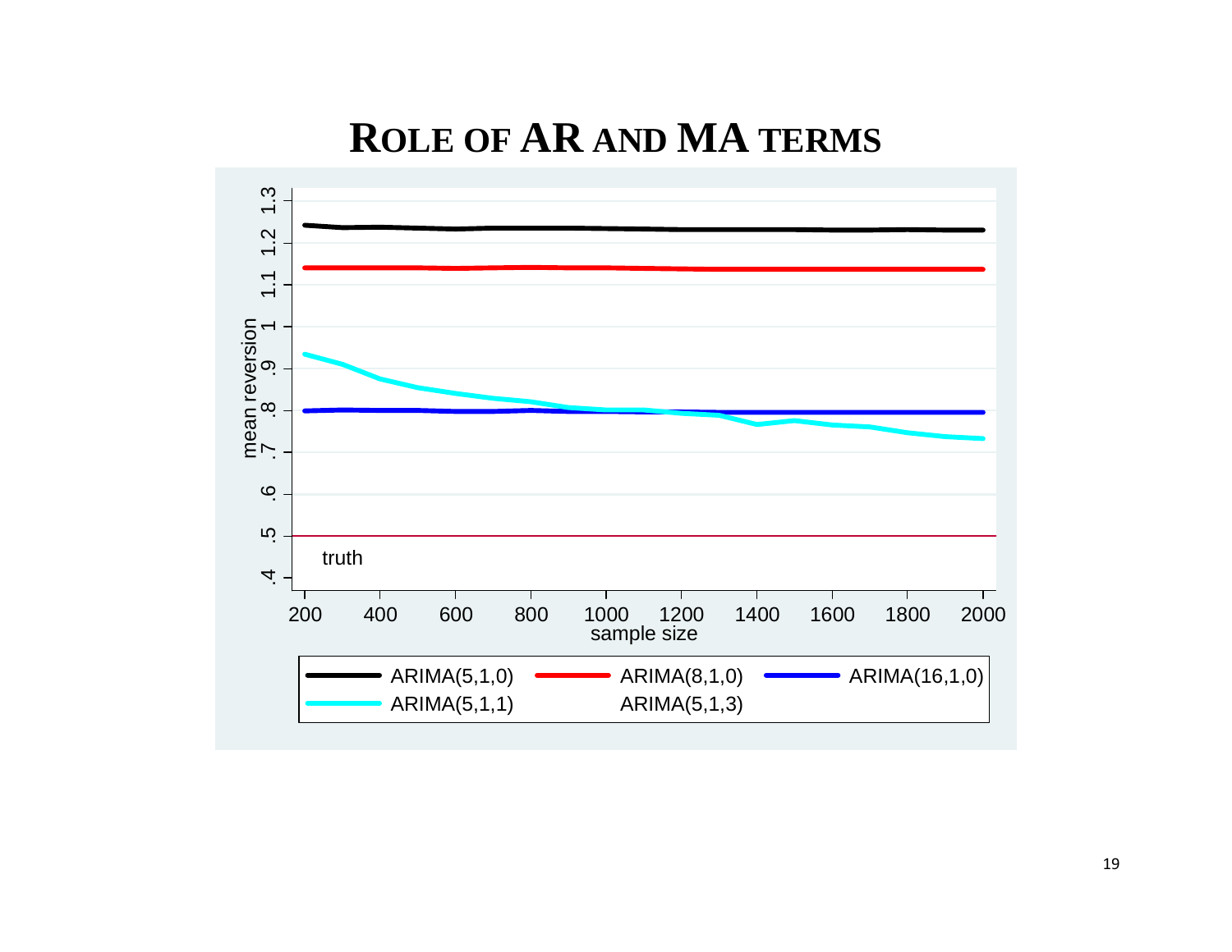# ROLE OF AR AND MA TERMS

mean reversion

.4 .5 .6 .7 .8 .9 1 1.1 1.2 1.3

truth

200 400 600 800 1000 1200 1400 1600 1800 2000

sample size

ARIMA(5,1,0) ARIMA(8,1,0) ARIMA(16,1,0)
ARIMA(5,1,1) ARIMA(5,1,3)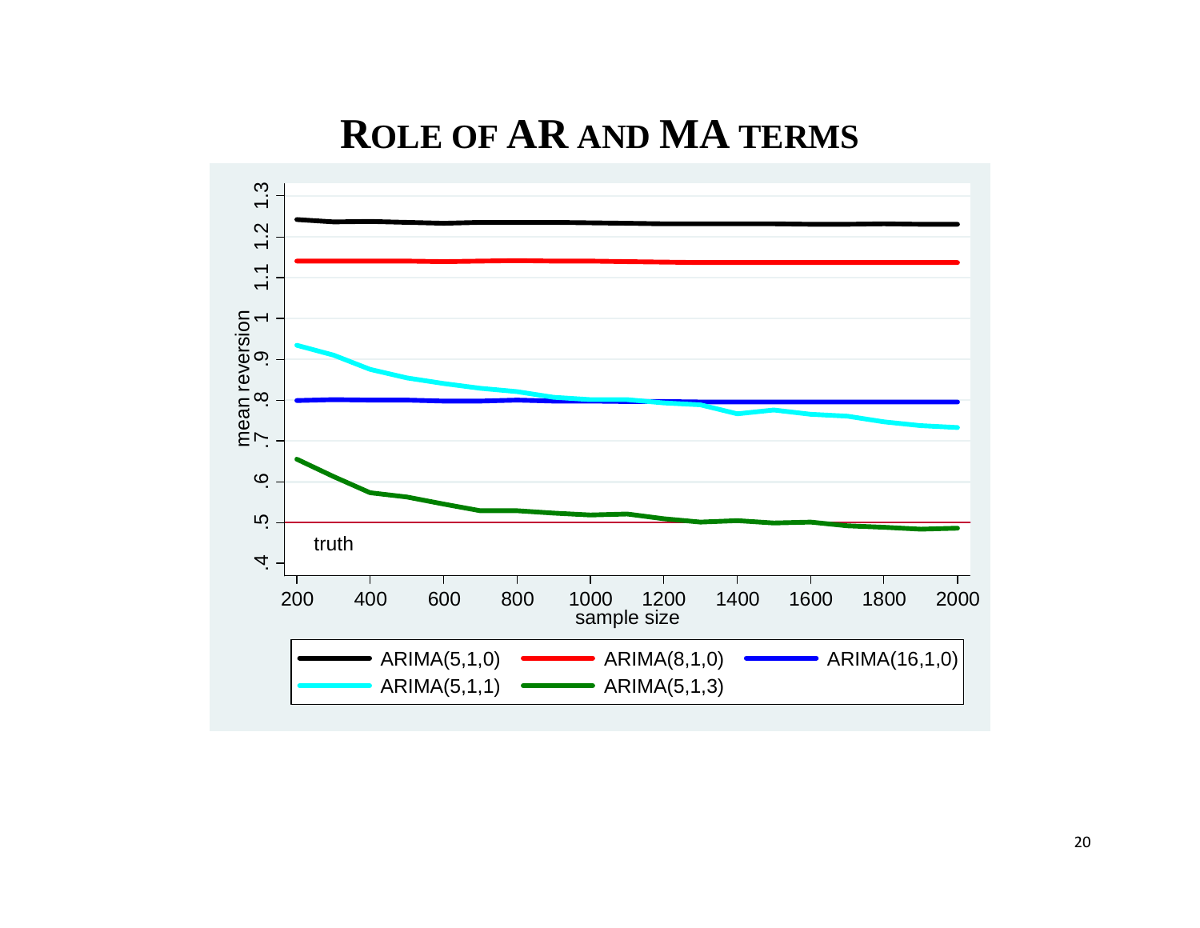# Role of AR and MA terms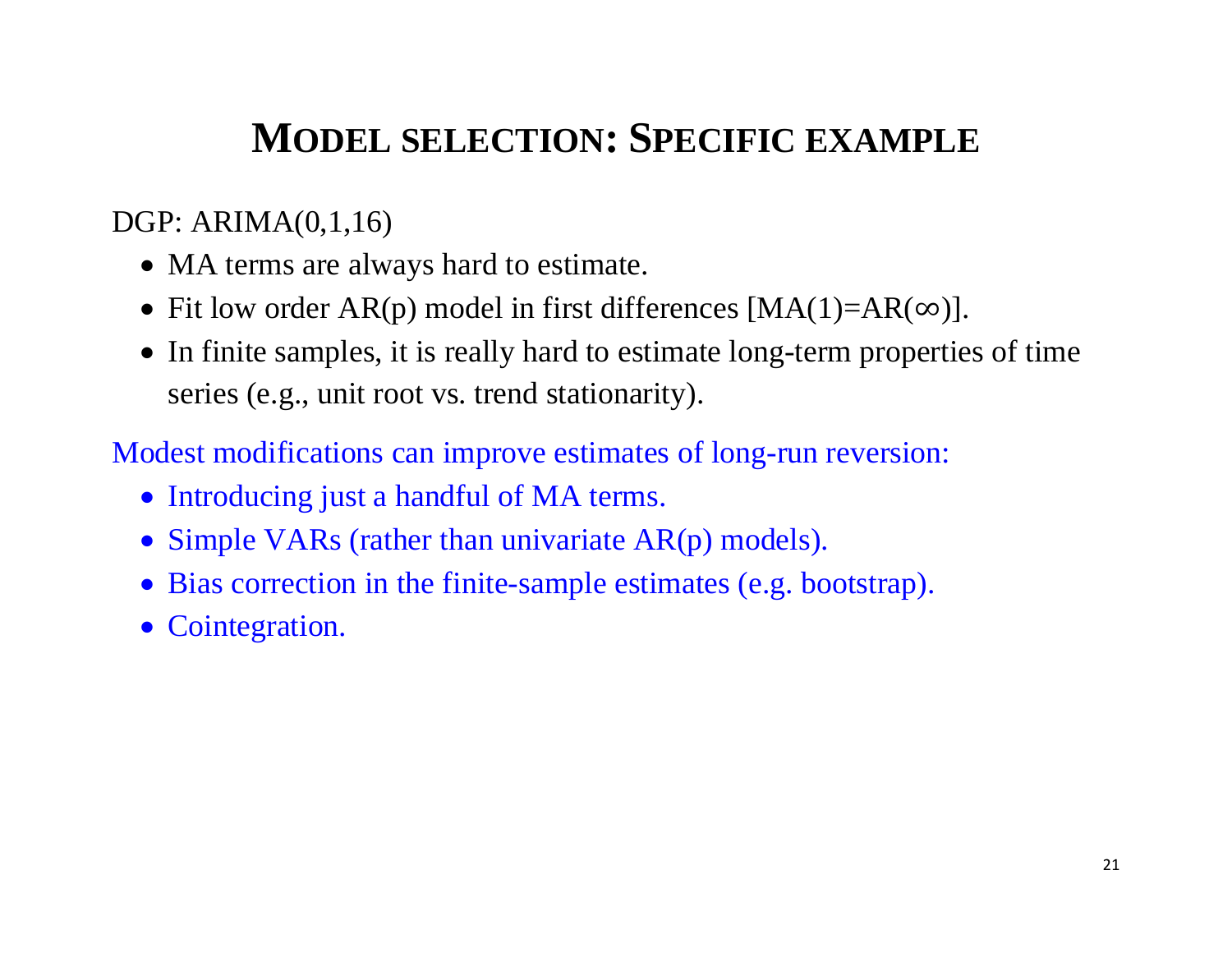# Model selection: Specific example

DGP: ARIMA(0,1,16)

- MA terms are always hard to estimate.
- Fit low order AR(p) model in first differences [MA(1)=AR($\infty$)].
- In finite samples, it is really hard to estimate long-term properties of time series (e.g., unit root vs. trend stationarity).

Modest modifications can improve estimates of long-run reversion:

- Introducing just a handful of MA terms.
- Simple VARs (rather than univariate AR(p) models).
- Bias correction in the finite-sample estimates (e.g. bootstrap).
- Cointegration.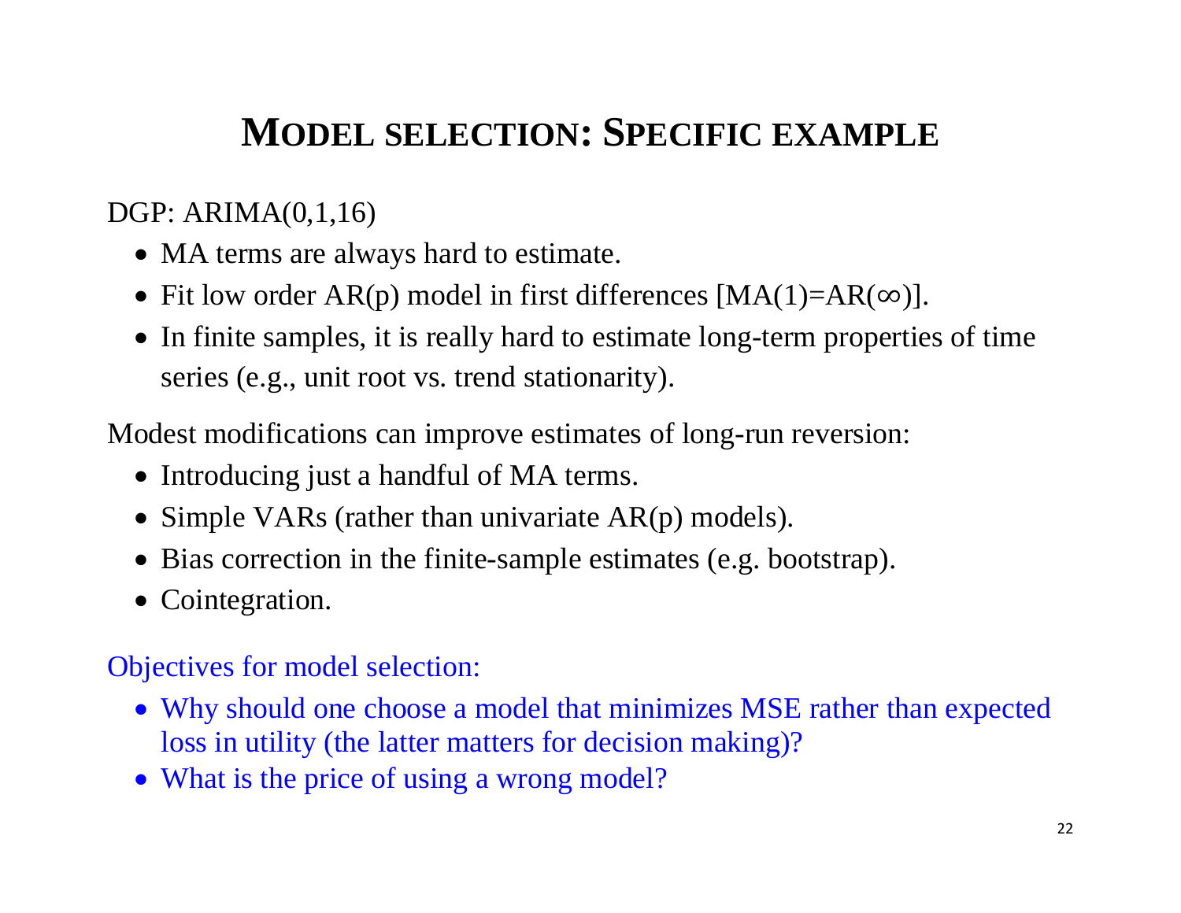# MODEL SELECTION: SPECIFIC EXAMPLE

DGP: ARIMA(0,1,16)

- MA terms are always hard to estimate.
- Fit low order AR(p) model in first differences [$MA(1)=AR(\infty)$].
- In finite samples, it is really hard to estimate long-term properties of time series (e.g., unit root vs. trend stationarity).

Modest modifications can improve estimates of long-run reversion:

- Introducing just a handful of MA terms.
- Simple VARs (rather than univariate AR(p) models).
- Bias correction in the finite-sample estimates (e.g. bootstrap).
- Cointegration.

Objectives for model selection:

- Why should one choose a model that minimizes MSE rather than expected loss in utility (the latter matters for decision making)?
- What is the price of using a wrong model?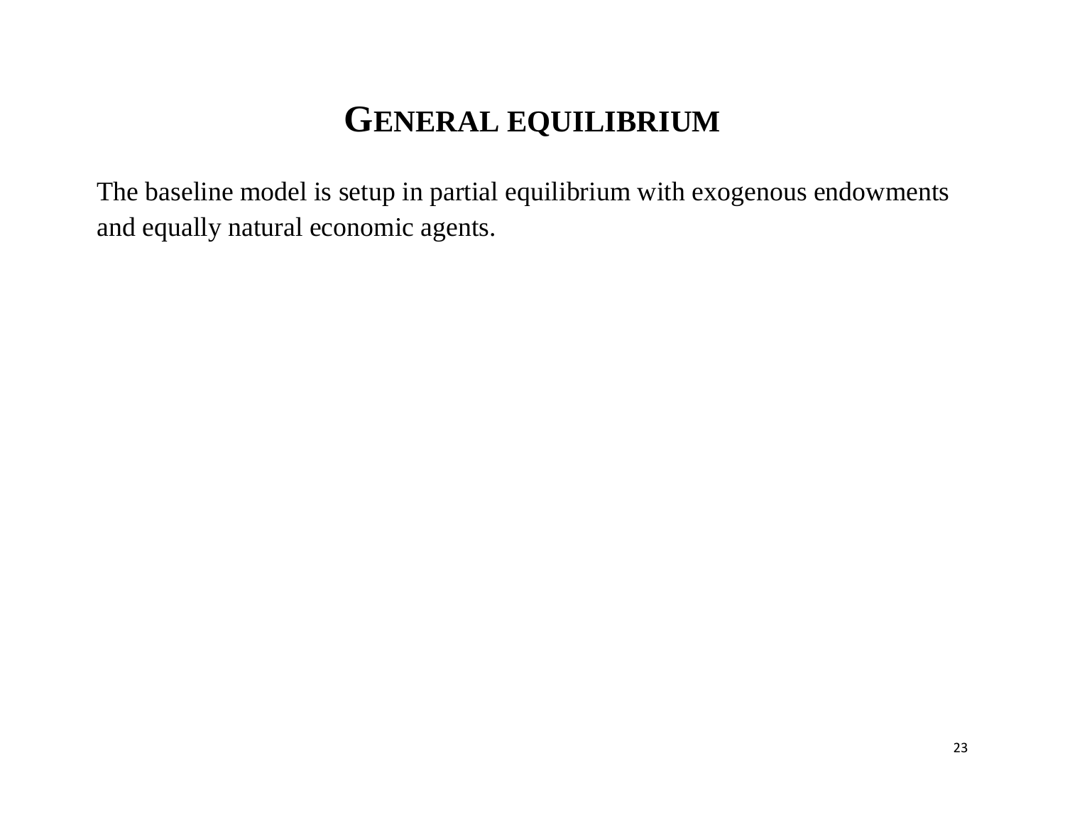# GENERAL EQUILIBRIUM

The baseline model is setup in partial equilibrium with exogenous endowments and equally natural economic agents.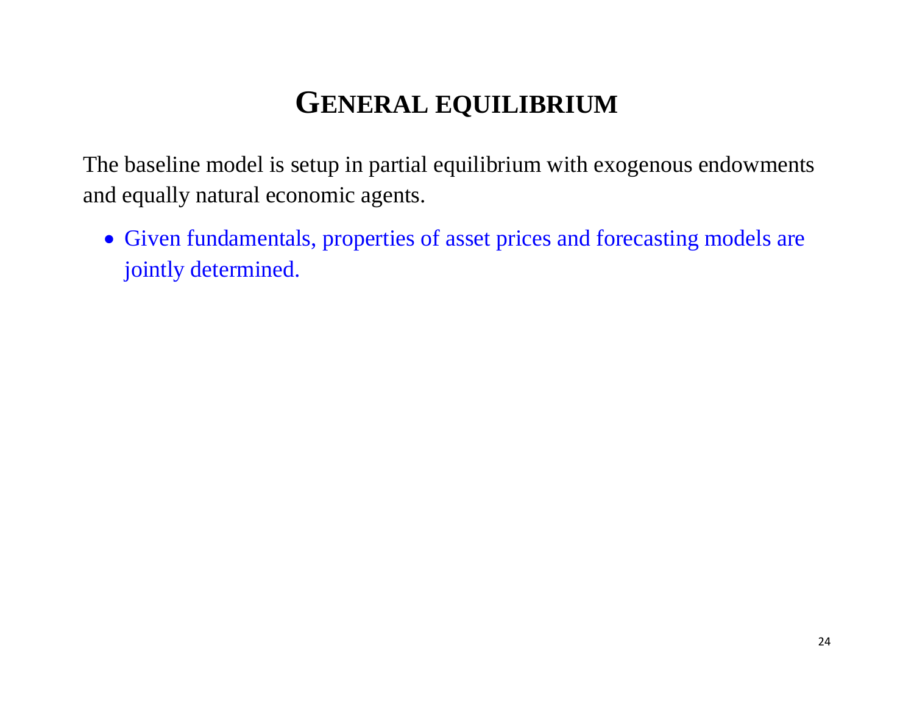# General equilibrium

The baseline model is setup in partial equilibrium with exogenous endowments and equally natural economic agents.

- Given fundamentals, properties of asset prices and forecasting models are jointly determined.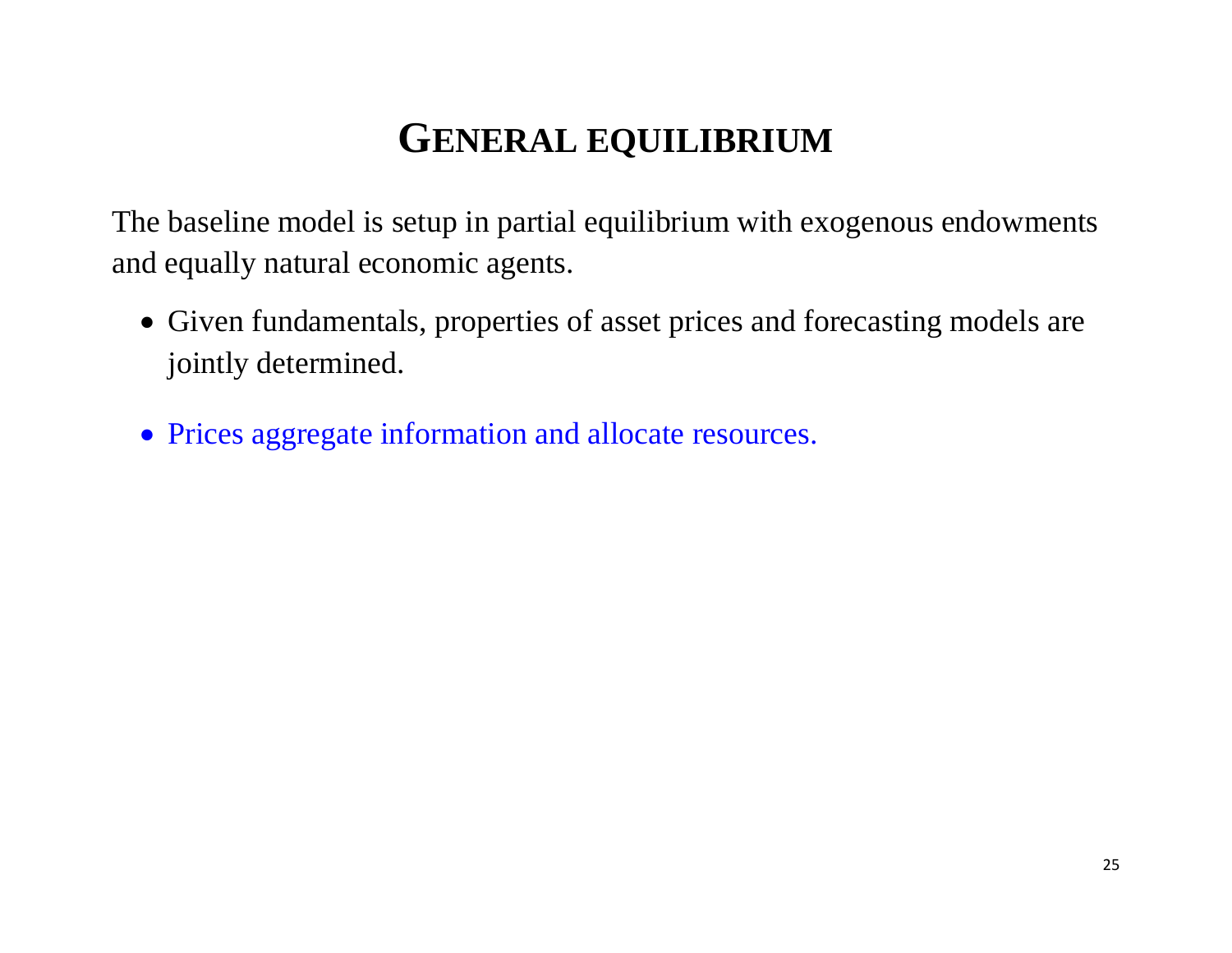# GENERAL EQUILIBRIUM

The baseline model is setup in partial equilibrium with exogenous endowments and equally natural economic agents.

- Given fundamentals, properties of asset prices and forecasting models are jointly determined.
- Prices aggregate information and allocate resources.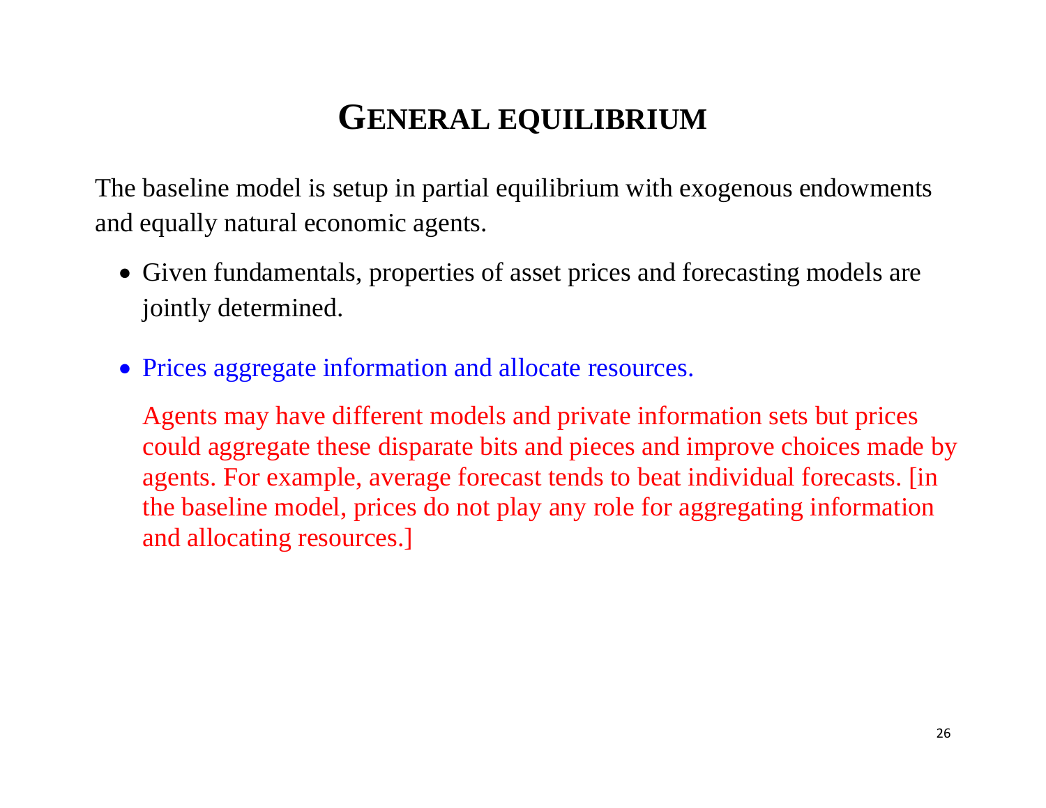# GENERAL EQUILIBRIUM

The baseline model is setup in partial equilibrium with exogenous endowments and equally natural economic agents.

- Given fundamentals, properties of asset prices and forecasting models are jointly determined.

- Prices aggregate information and allocate resources.

  Agents may have different models and private information sets but prices could aggregate these disparate bits and pieces and improve choices made by agents. For example, average forecast tends to beat individual forecasts. [in the baseline model, prices do not play any role for aggregating information and allocating resources.]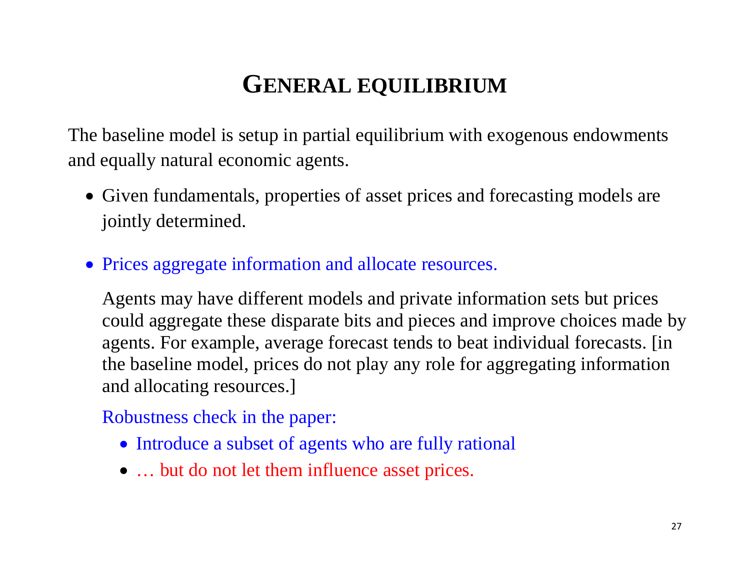# General equilibrium

The baseline model is setup in partial equilibrium with exogenous endowments and equally natural economic agents.

- Given fundamentals, properties of asset prices and forecasting models are jointly determined.

- Prices aggregate information and allocate resources.

  Agents may have different models and private information sets but prices could aggregate these disparate bits and pieces and improve choices made by agents. For example, average forecast tends to beat individual forecasts. [in the baseline model, prices do not play any role for aggregating information and allocating resources.]

  Robustness check in the paper:

  - Introduce a subset of agents who are fully rational
  - … but do not let them influence asset prices.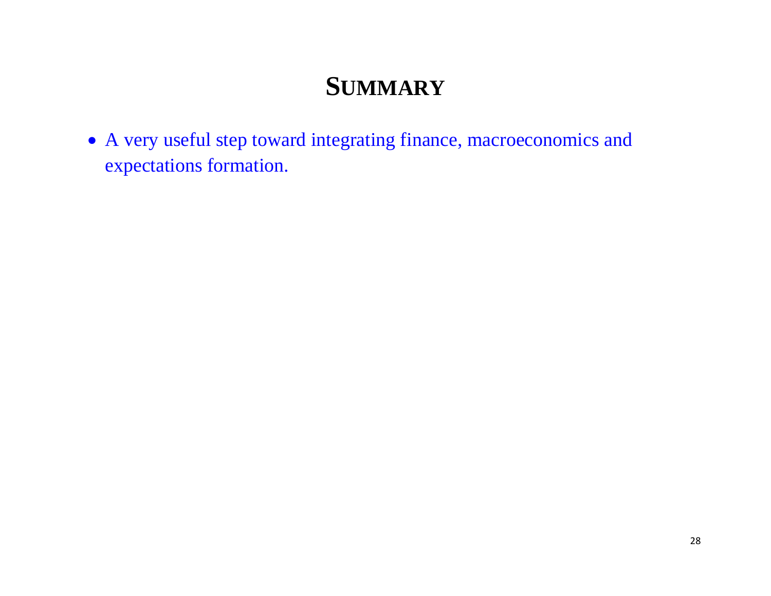# SUMMARY

- A very useful step toward integrating finance, macroeconomics and expectations formation.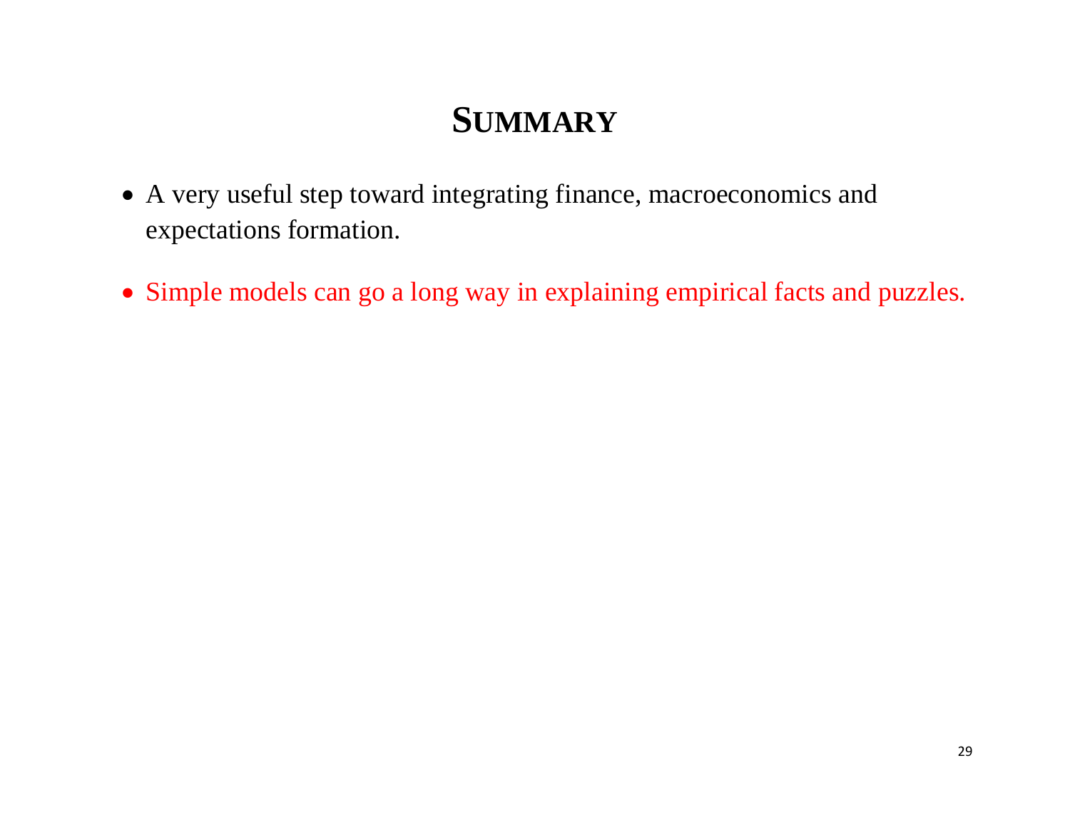# SUMMARY

- A very useful step toward integrating finance, macroeconomics and expectations formation.
- Simple models can go a long way in explaining empirical facts and puzzles.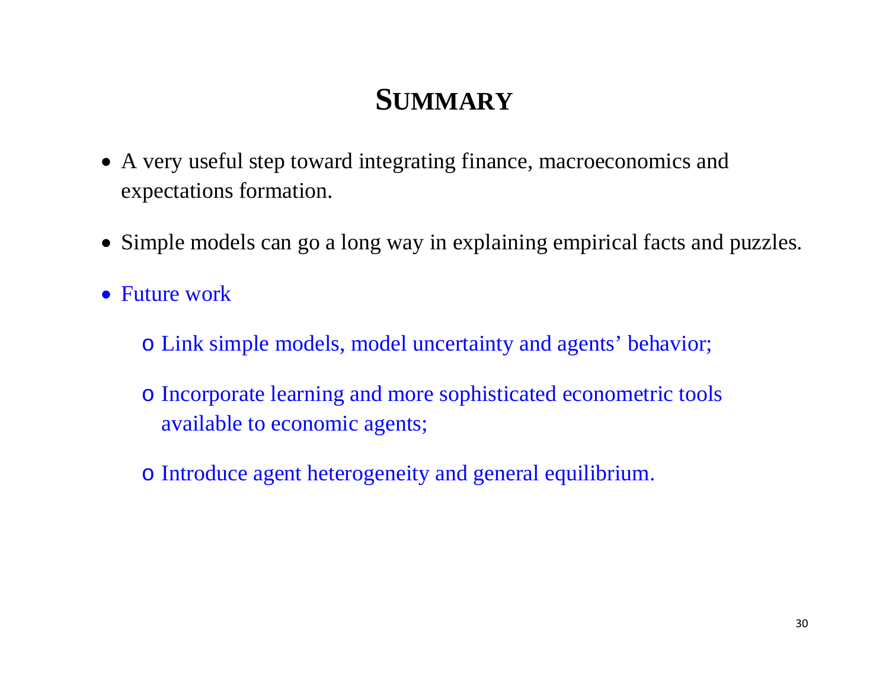# SUMMARY

- A very useful step toward integrating finance, macroeconomics and expectations formation.
- Simple models can go a long way in explaining empirical facts and puzzles.
- Future work
  - Link simple models, model uncertainty and agents' behavior;
  - Incorporate learning and more sophisticated econometric tools available to economic agents;
  - Introduce agent heterogeneity and general equilibrium.